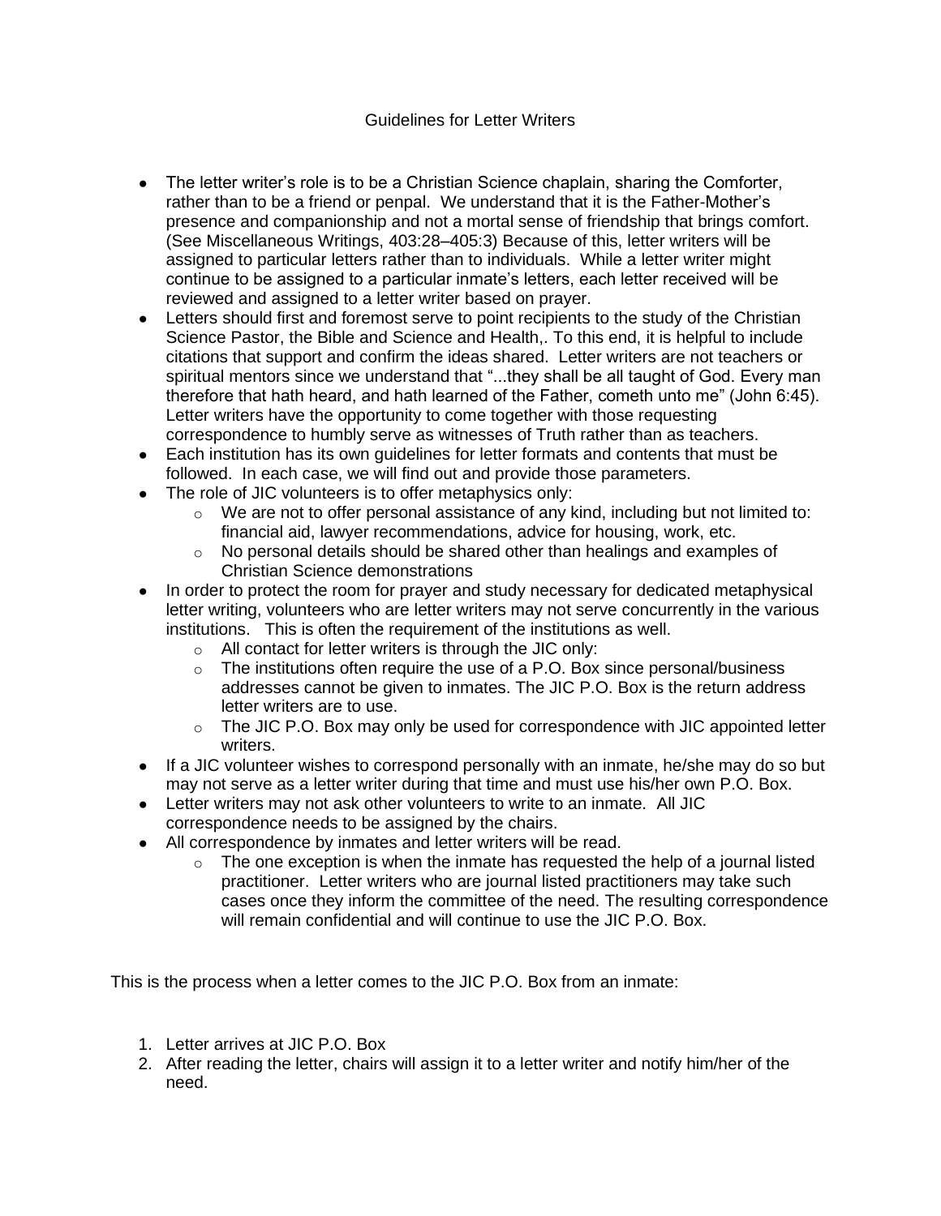# Guidelines for Letter Writers

- The letter writer's role is to be a Christian Science chaplain, sharing the Comforter, rather than to be a friend or penpal. We understand that it is the Father-Mother's presence and companionship and not a mortal sense of friendship that brings comfort. (See Miscellaneous Writings, 403:28–405:3) Because of this, letter writers will be assigned to particular letters rather than to individuals. While a letter writer might continue to be assigned to a particular inmate's letters, each letter received will be reviewed and assigned to a letter writer based on prayer.
- Letters should first and foremost serve to point recipients to the study of the Christian Science Pastor, the Bible and Science and Health,. To this end, it is helpful to include citations that support and confirm the ideas shared. Letter writers are not teachers or spiritual mentors since we understand that "...they shall be all taught of God. Every man therefore that hath heard, and hath learned of the Father, cometh unto me" (John 6:45). Letter writers have the opportunity to come together with those requesting correspondence to humbly serve as witnesses of Truth rather than as teachers.
- Each institution has its own guidelines for letter formats and contents that must be followed. In each case, we will find out and provide those parameters.
- The role of JIC volunteers is to offer metaphysics only:
  - We are not to offer personal assistance of any kind, including but not limited to: financial aid, lawyer recommendations, advice for housing, work, etc.
  - No personal details should be shared other than healings and examples of Christian Science demonstrations
- In order to protect the room for prayer and study necessary for dedicated metaphysical letter writing, volunteers who are letter writers may not serve concurrently in the various institutions. This is often the requirement of the institutions as well.
  - All contact for letter writers is through the JIC only:
  - The institutions often require the use of a P.O. Box since personal/business addresses cannot be given to inmates. The JIC P.O. Box is the return address letter writers are to use.
  - The JIC P.O. Box may only be used for correspondence with JIC appointed letter writers.
- If a JIC volunteer wishes to correspond personally with an inmate, he/she may do so but may not serve as a letter writer during that time and must use his/her own P.O. Box.
- Letter writers may not ask other volunteers to write to an inmate. All JIC correspondence needs to be assigned by the chairs.
- All correspondence by inmates and letter writers will be read.
  - The one exception is when the inmate has requested the help of a journal listed practitioner. Letter writers who are journal listed practitioners may take such cases once they inform the committee of the need. The resulting correspondence will remain confidential and will continue to use the JIC P.O. Box.

This is the process when a letter comes to the JIC P.O. Box from an inmate:

1. Letter arrives at JIC P.O. Box
2. After reading the letter, chairs will assign it to a letter writer and notify him/her of the need.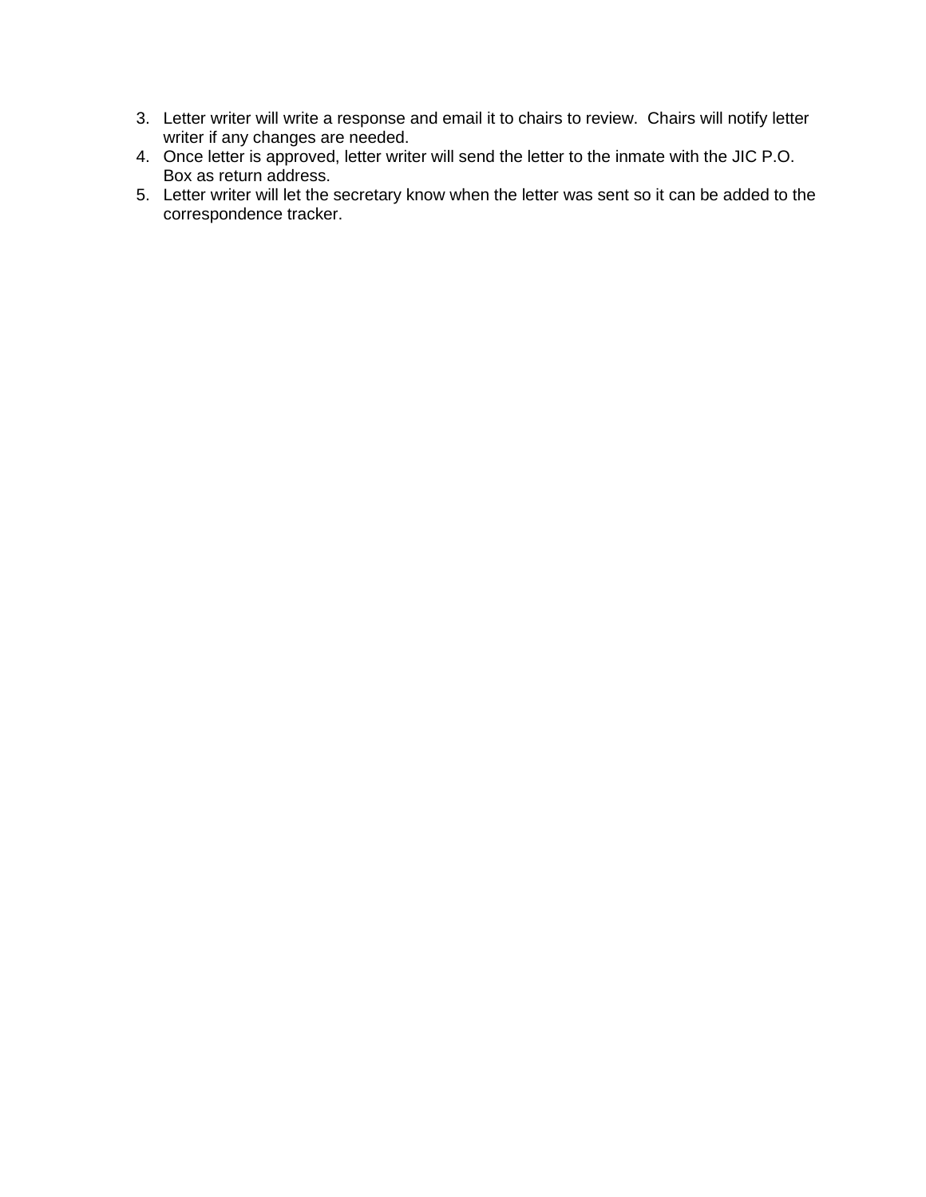3. Letter writer will write a response and email it to chairs to review. Chairs will notify letter writer if any changes are needed.
4. Once letter is approved, letter writer will send the letter to the inmate with the JIC P.O. Box as return address.
5. Letter writer will let the secretary know when the letter was sent so it can be added to the correspondence tracker.